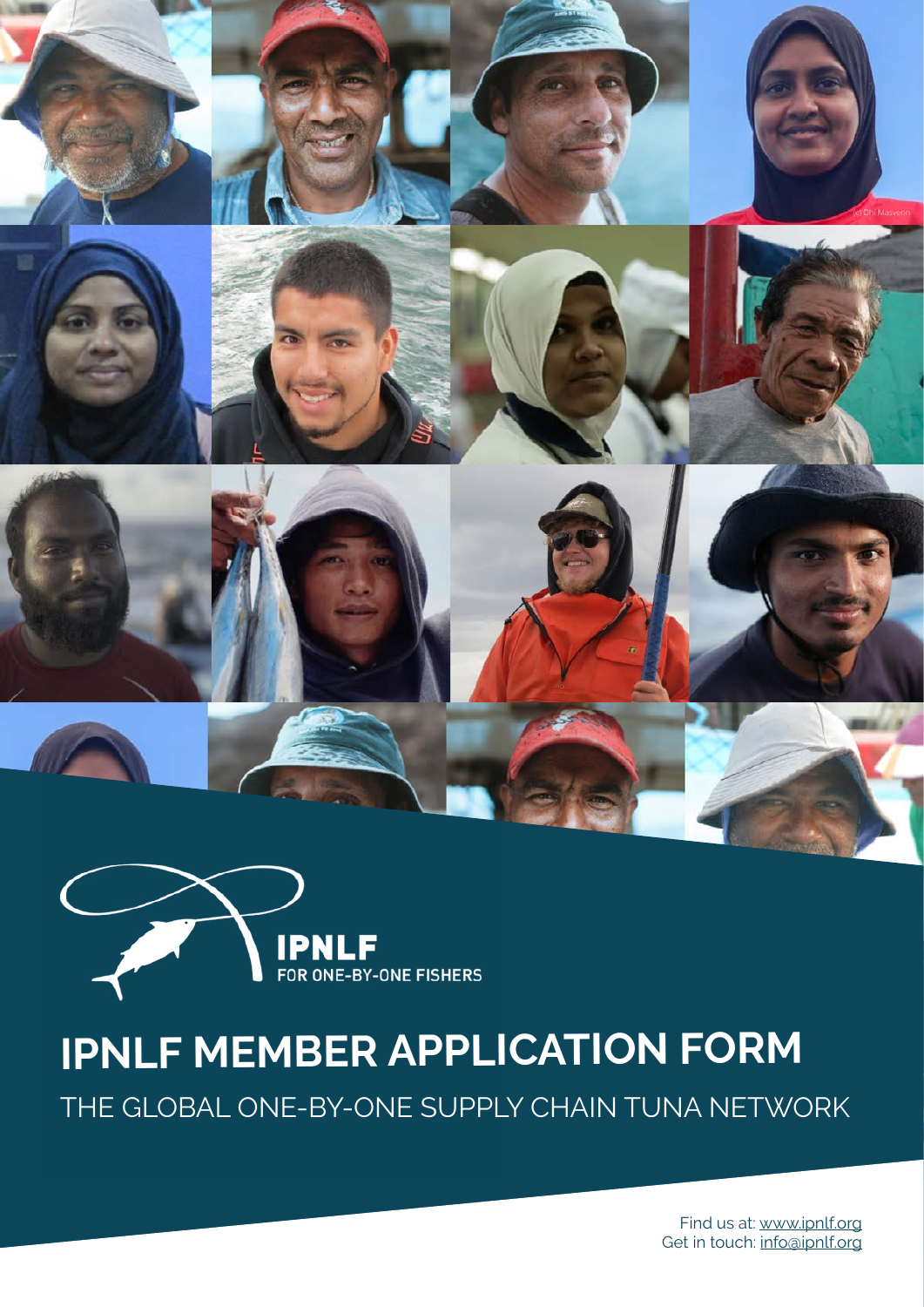IPNLF
FOR ONE-BY-ONE FISHERS

# IPNLF MEMBER APPLICATION FORM

THE GLOBAL ONE-BY-ONE SUPPLY CHAIN TUNA NETWORK

Find us at: www.ipnlf.org
Get in touch: info@ipnlf.org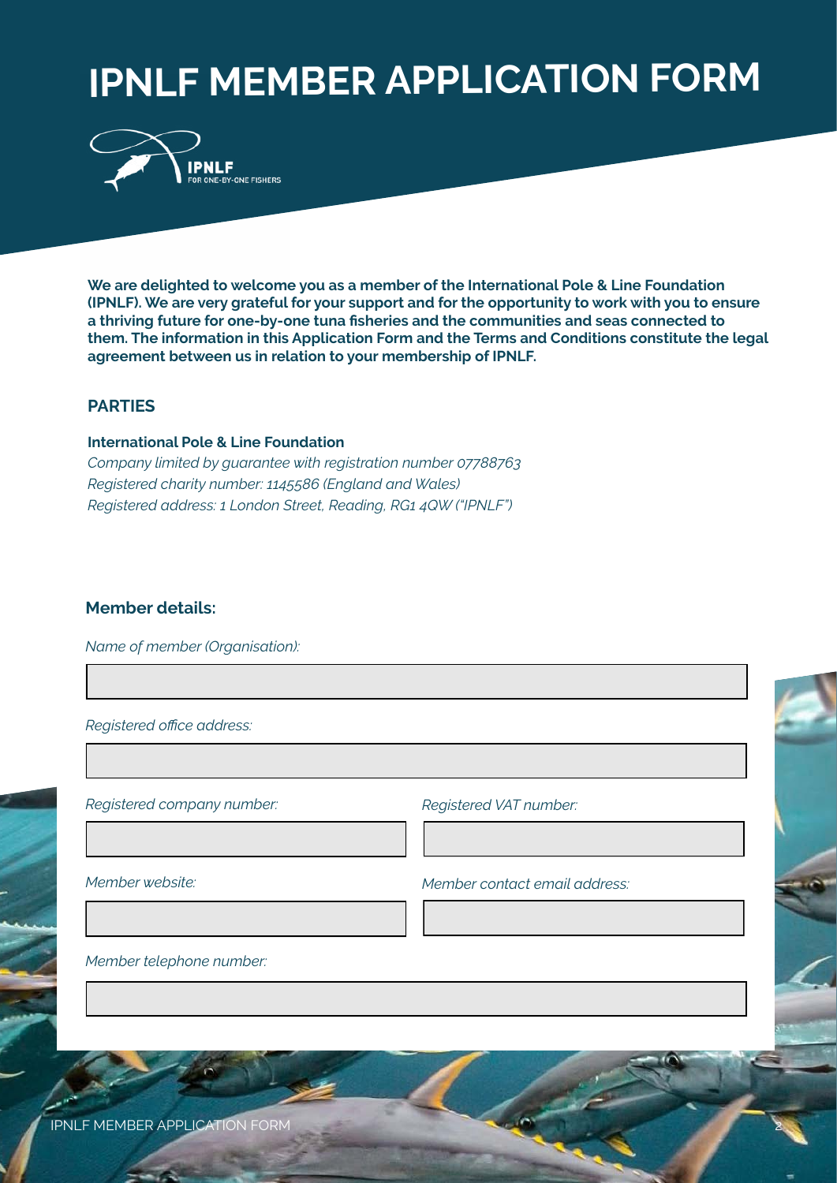# IPNLF MEMBER APPLICATION FORM

**We are delighted to welcome you as a member of the International Pole & Line Foundation (IPNLF). We are very grateful for your support and for the opportunity to work with you to ensure a thriving future for one-by-one tuna fisheries and the communities and seas connected to them. The information in this Application Form and the Terms and Conditions constitute the legal agreement between us in relation to your membership of IPNLF.**

## PARTIES

**International Pole & Line Foundation**
*Company limited by guarantee with registration number 07788763*
*Registered charity number: 1145586 (England and Wales)*
*Registered address: 1 London Street, Reading, RG1 4QW ("IPNLF")*

### Member details:

*Name of member (Organisation):*

*Registered office address:*

*Registered company number:*

*Registered VAT number:*

*Member website:*

*Member contact email address:*

*Member telephone number:*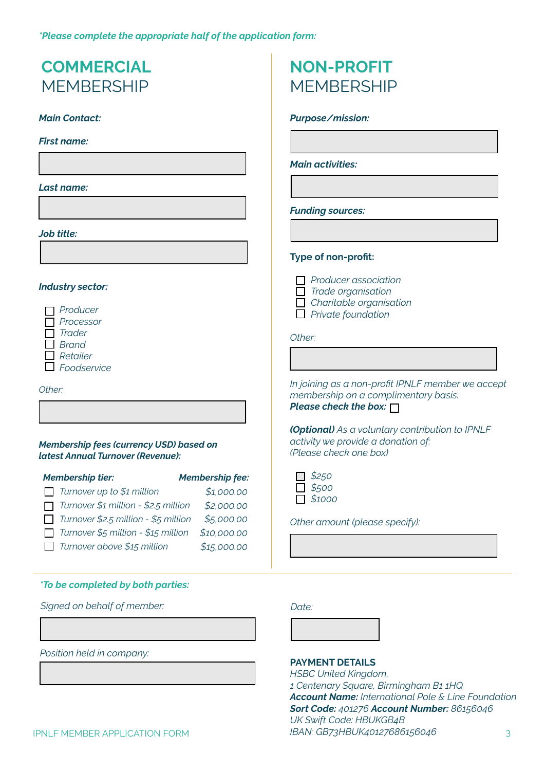*\*Please complete the appropriate half of the application form:*

## COMMERCIAL MEMBERSHIP

***Main Contact:***

***First name:***

***Last name:***

***Job title:***

***Industry sector:***

- ☐ *Producer*
- ☐ *Processor*
- ☐ *Trader*
- ☐ *Brand*
- ☐ *Retailer*
- ☐ *Foodservice*

*Other:*

***Membership fees (currency USD) based on latest Annual Turnover (Revenue):***

| *Membership tier:* | *Membership fee:* |
|---|---|
| ☐ *Turnover up to $1 million* | *$1,000.00* |
| ☐ *Turnover $1 million - $2.5 million* | *$2,000.00* |
| ☐ *Turnover $2.5 million - $5 million* | *$5,000.00* |
| ☐ *Turnover $5 million - $15 million* | *$10,000.00* |
| ☐ *Turnover above $15 million* | *$15,000.00* |

## NON-PROFIT MEMBERSHIP

***Purpose/mission:***

***Main activities:***

***Funding sources:***

**Type of non-profit:**

- ☐ *Producer association*
- ☐ *Trade organisation*
- ☐ *Charitable organisation*
- ☐ *Private foundation*

*Other:*

*In joining as a non-profit IPNLF member we accept membership on a complimentary basis.*
***Please check the box:*** ☐

***(Optional)*** *As a voluntary contribution to IPNLF activity we provide a donation of:*
*(Please check one box)*

- ☐ *$250*
- ☐ *$500*
- ☐ *$1000*

*Other amount (please specify):*

*\*To be completed by both parties:*

*Signed on behalf of member:*

*Position held in company:*

*Date:*

**PAYMENT DETAILS**
*HSBC United Kingdom,*
*1 Centenary Square, Birmingham B1 1HQ*
***Account Name:*** *International Pole & Line Foundation*
***Sort Code:*** *401276* ***Account Number:*** *86156046*
*UK Swift Code: HBUKGB4B*
*IBAN: GB73HBUK40127686156046*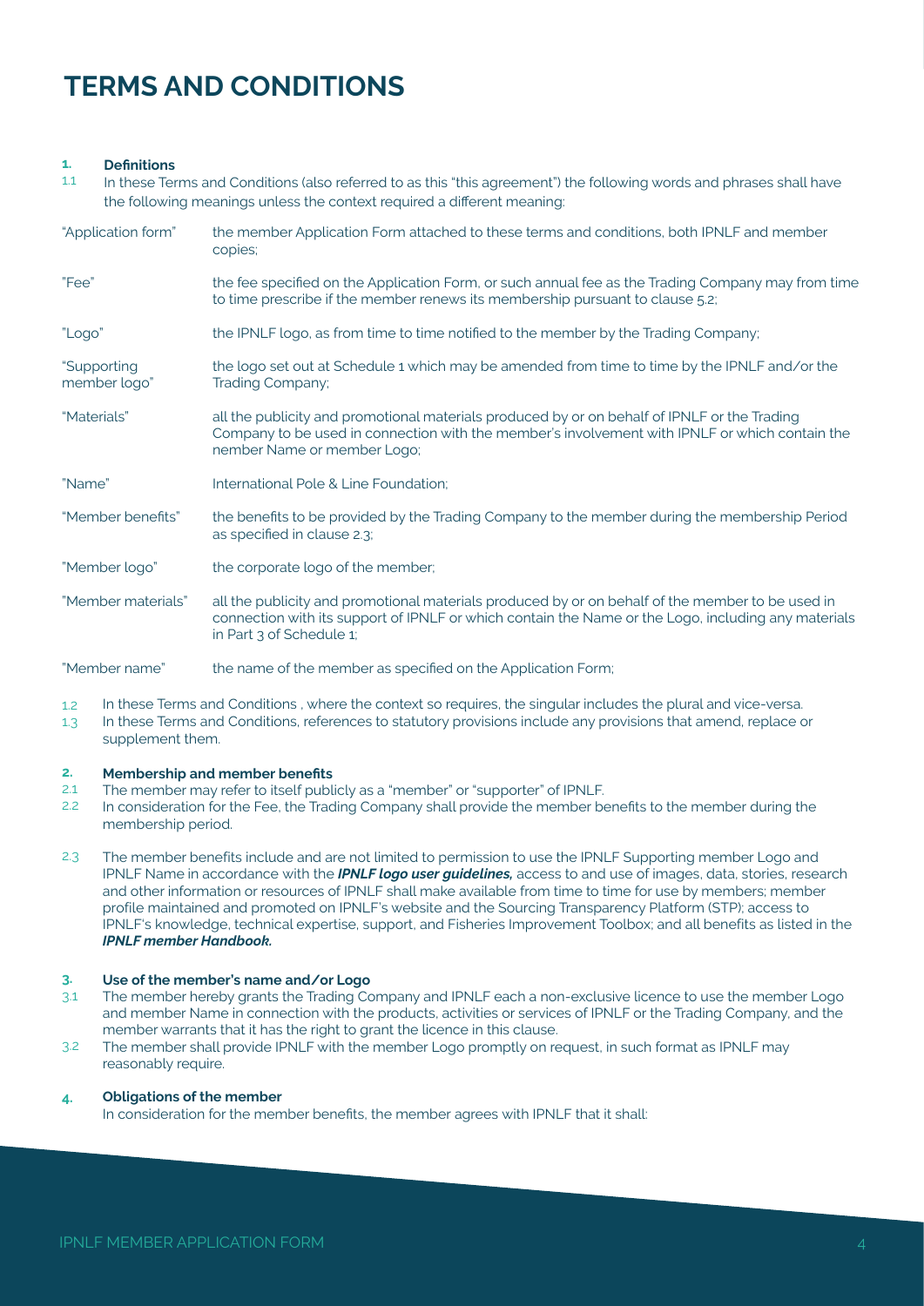# TERMS AND CONDITIONS

**1. Definitions**

1.1 In these Terms and Conditions (also referred to as this "this agreement") the following words and phrases shall have the following meanings unless the context required a different meaning:

| | |
|---|---|
| "Application form" | the member Application Form attached to these terms and conditions, both IPNLF and member copies; |
| "Fee" | the fee specified on the Application Form, or such annual fee as the Trading Company may from time to time prescribe if the member renews its membership pursuant to clause 5.2; |
| "Logo" | the IPNLF logo, as from time to time notified to the member by the Trading Company; |
| "Supporting member logo" | the logo set out at Schedule 1 which may be amended from time to time by the IPNLF and/or the Trading Company; |
| "Materials" | all the publicity and promotional materials produced by or on behalf of IPNLF or the Trading Company to be used in connection with the member's involvement with IPNLF or which contain the member Name or member Logo; |
| "Name" | International Pole & Line Foundation; |
| "Member benefits" | the benefits to be provided by the Trading Company to the member during the membership Period as specified in clause 2.3; |
| "Member logo" | the corporate logo of the member; |
| "Member materials" | all the publicity and promotional materials produced by or on behalf of the member to be used in connection with its support of IPNLF or which contain the Name or the Logo, including any materials in Part 3 of Schedule 1; |
| "Member name" | the name of the member as specified on the Application Form; |

1.2 In these Terms and Conditions , where the context so requires, the singular includes the plural and vice-versa.

1.3 In these Terms and Conditions, references to statutory provisions include any provisions that amend, replace or supplement them.

**2. Membership and member benefits**

2.1 The member may refer to itself publicly as a "member" or "supporter" of IPNLF.

2.2 In consideration for the Fee, the Trading Company shall provide the member benefits to the member during the membership period.

2.3 The member benefits include and are not limited to permission to use the IPNLF Supporting member Logo and IPNLF Name in accordance with the ***IPNLF logo user guidelines,*** access to and use of images, data, stories, research and other information or resources of IPNLF shall make available from time to time for use by members; member profile maintained and promoted on IPNLF's website and the Sourcing Transparency Platform (STP); access to IPNLF's knowledge, technical expertise, support, and Fisheries Improvement Toolbox; and all benefits as listed in the ***IPNLF member Handbook.***

**3. Use of the member's name and/or Logo**

3.1 The member hereby grants the Trading Company and IPNLF each a non-exclusive licence to use the member Logo and member Name in connection with the products, activities or services of IPNLF or the Trading Company, and the member warrants that it has the right to grant the licence in this clause.

3.2 The member shall provide IPNLF with the member Logo promptly on request, in such format as IPNLF may reasonably require.

**4. Obligations of the member**

In consideration for the member benefits, the member agrees with IPNLF that it shall: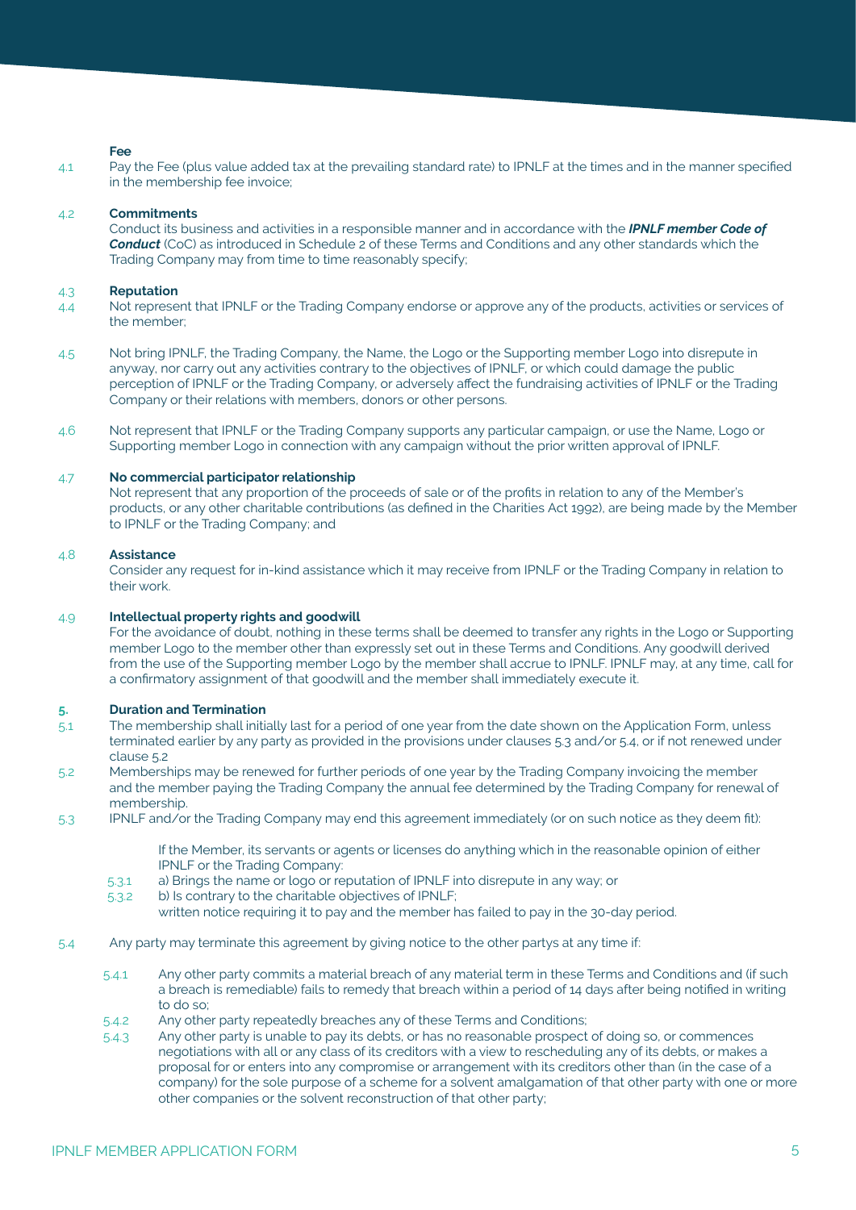**Fee**

4.1 Pay the Fee (plus value added tax at the prevailing standard rate) to IPNLF at the times and in the manner specified in the membership fee invoice;

4.2 **Commitments**

Conduct its business and activities in a responsible manner and in accordance with the ***IPNLF member Code of Conduct*** (CoC) as introduced in Schedule 2 of these Terms and Conditions and any other standards which the Trading Company may from time to time reasonably specify;

4.3 **Reputation**

4.4 Not represent that IPNLF or the Trading Company endorse or approve any of the products, activities or services of the member;

4.5 Not bring IPNLF, the Trading Company, the Name, the Logo or the Supporting member Logo into disrepute in anyway, nor carry out any activities contrary to the objectives of IPNLF, or which could damage the public perception of IPNLF or the Trading Company, or adversely affect the fundraising activities of IPNLF or the Trading Company or their relations with members, donors or other persons.

4.6 Not represent that IPNLF or the Trading Company supports any particular campaign, or use the Name, Logo or Supporting member Logo in connection with any campaign without the prior written approval of IPNLF.

4.7 **No commercial participator relationship**

Not represent that any proportion of the proceeds of sale or of the profits in relation to any of the Member's products, or any other charitable contributions (as defined in the Charities Act 1992), are being made by the Member to IPNLF or the Trading Company; and

4.8 **Assistance**

Consider any request for in-kind assistance which it may receive from IPNLF or the Trading Company in relation to their work.

4.9 **Intellectual property rights and goodwill**

For the avoidance of doubt, nothing in these terms shall be deemed to transfer any rights in the Logo or Supporting member Logo to the member other than expressly set out in these Terms and Conditions. Any goodwill derived from the use of the Supporting member Logo by the member shall accrue to IPNLF. IPNLF may, at any time, call for a confirmatory assignment of that goodwill and the member shall immediately execute it.

**5. Duration and Termination**

5.1 The membership shall initially last for a period of one year from the date shown on the Application Form, unless terminated earlier by any party as provided in the provisions under clauses 5.3 and/or 5.4, or if not renewed under clause 5.2

5.2 Memberships may be renewed for further periods of one year by the Trading Company invoicing the member and the member paying the Trading Company the annual fee determined by the Trading Company for renewal of membership.

5.3 IPNLF and/or the Trading Company may end this agreement immediately (or on such notice as they deem fit):

If the Member, its servants or agents or licenses do anything which in the reasonable opinion of either IPNLF or the Trading Company:

5.3.1 a) Brings the name or logo or reputation of IPNLF into disrepute in any way; or

5.3.2 b) Is contrary to the charitable objectives of IPNLF;

written notice requiring it to pay and the member has failed to pay in the 30-day period.

5.4 Any party may terminate this agreement by giving notice to the other partys at any time if:

5.4.1 Any other party commits a material breach of any material term in these Terms and Conditions and (if such a breach is remediable) fails to remedy that breach within a period of 14 days after being notified in writing to do so;

5.4.2 Any other party repeatedly breaches any of these Terms and Conditions;

5.4.3 Any other party is unable to pay its debts, or has no reasonable prospect of doing so, or commences negotiations with all or any class of its creditors with a view to rescheduling any of its debts, or makes a proposal for or enters into any compromise or arrangement with its creditors other than (in the case of a company) for the sole purpose of a scheme for a solvent amalgamation of that other party with one or more other companies or the solvent reconstruction of that other party;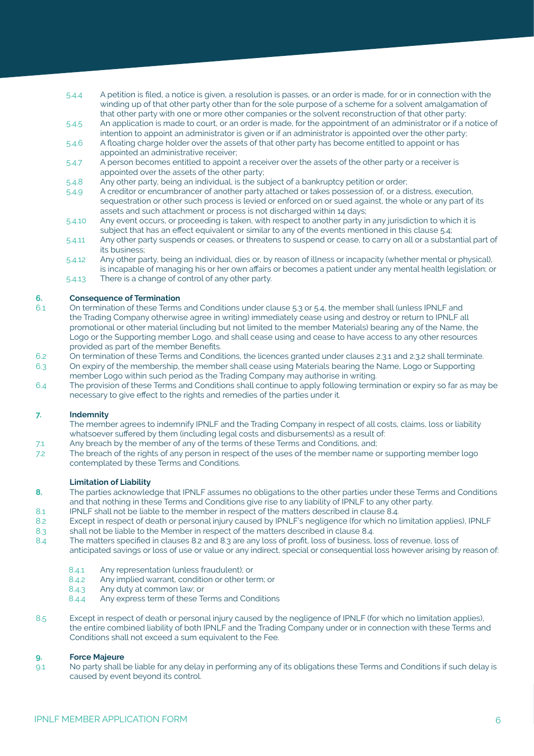5.4.4 A petition is filed, a notice is given, a resolution is passes, or an order is made, for or in connection with the winding up of that other party other than for the sole purpose of a scheme for a solvent amalgamation of that other party with one or more other companies or the solvent reconstruction of that other party;

5.4.5 An application is made to court, or an order is made, for the appointment of an administrator or if a notice of intention to appoint an administrator is given or if an administrator is appointed over the other party;

5.4.6 A floating charge holder over the assets of that other party has become entitled to appoint or has appointed an administrative receiver;

5.4.7 A person becomes entitled to appoint a receiver over the assets of the other party or a receiver is appointed over the assets of the other party;

5.4.8 Any other party, being an individual, is the subject of a bankruptcy petition or order;

5.4.9 A creditor or encumbrancer of another party attached or takes possession of, or a distress, execution, sequestration or other such process is levied or enforced on or sued against, the whole or any part of its assets and such attachment or process is not discharged within 14 days;

5.4.10 Any event occurs, or proceeding is taken, with respect to another party in any jurisdiction to which it is subject that has an effect equivalent or similar to any of the events mentioned in this clause 5.4;

5.4.11 Any other party suspends or ceases, or threatens to suspend or cease, to carry on all or a substantial part of its business;

5.4.12 Any other party, being an individual, dies or, by reason of illness or incapacity (whether mental or physical), is incapable of managing his or her own affairs or becomes a patient under any mental health legislation; or

5.4.13 There is a change of control of any other party.

**6. Consequence of Termination**

6.1 On termination of these Terms and Conditions under clause 5.3 or 5.4, the member shall (unless IPNLF and the Trading Company otherwise agree in writing) immediately cease using and destroy or return to IPNLF all promotional or other material (including but not limited to the member Materials) bearing any of the Name, the Logo or the Supporting member Logo, and shall cease using and cease to have access to any other resources provided as part of the member Benefits.

6.2 On termination of these Terms and Conditions, the licences granted under clauses 2.3.1 and 2.3.2 shall terminate.

6.3 On expiry of the membership, the member shall cease using Materials bearing the Name, Logo or Supporting member Logo within such period as the Trading Company may authorise in writing.

6.4 The provision of these Terms and Conditions shall continue to apply following termination or expiry so far as may be necessary to give effect to the rights and remedies of the parties under it.

**7. Indemnity**

The member agrees to indemnify IPNLF and the Trading Company in respect of all costs, claims, loss or liability whatsoever suffered by them (including legal costs and disbursements) as a result of:

7.1 Any breach by the member of any of the terms of these Terms and Conditions, and;

7.2 The breach of the rights of any person in respect of the uses of the member name or supporting member logo contemplated by these Terms and Conditions.

**Limitation of Liability**

**8.** The parties acknowledge that IPNLF assumes no obligations to the other parties under these Terms and Conditions and that nothing in these Terms and Conditions give rise to any liability of IPNLF to any other party.

8.1 IPNLF shall not be liable to the member in respect of the matters described in clause 8.4.

8.2 Except in respect of death or personal injury caused by IPNLF's negligence (for which no limitation applies), IPNLF

8.3 shall not be liable to the Member in respect of the matters described in clause 8.4.

8.4 The matters specified in clauses 8.2 and 8.3 are any loss of profit, loss of business, loss of revenue, loss of anticipated savings or loss of use or value or any indirect, special or consequential loss however arising by reason of:

8.4.1 Any representation (unless fraudulent); or

8.4.2 Any implied warrant, condition or other term; or

8.4.3 Any duty at common law; or

8.4.4 Any express term of these Terms and Conditions

8.5 Except in respect of death or personal injury caused by the negligence of IPNLF (for which no limitation applies), the entire combined liability of both IPNLF and the Trading Company under or in connection with these Terms and Conditions shall not exceed a sum equivalent to the Fee.

**9. Force Majeure**

9.1 No party shall be liable for any delay in performing any of its obligations these Terms and Conditions if such delay is caused by event beyond its control.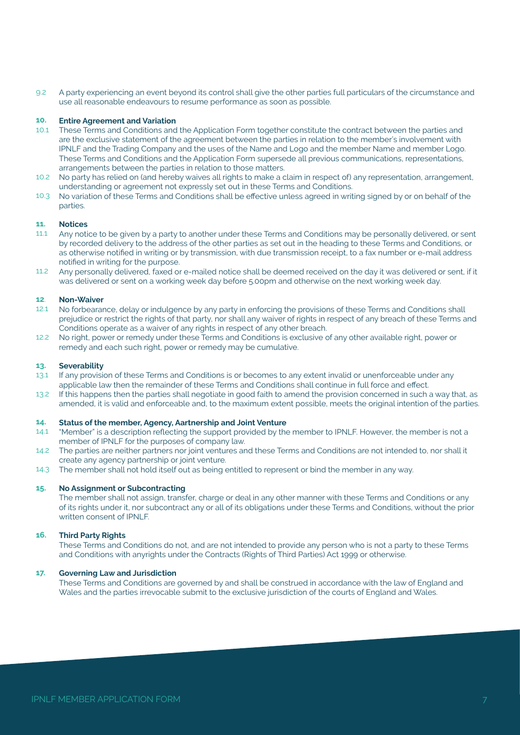9.2 A party experiencing an event beyond its control shall give the other parties full particulars of the circumstance and use all reasonable endeavours to resume performance as soon as possible.

### 10. Entire Agreement and Variation

10.1 These Terms and Conditions and the Application Form together constitute the contract between the parties and are the exclusive statement of the agreement between the parties in relation to the member's involvement with IPNLF and the Trading Company and the uses of the Name and Logo and the member Name and member Logo. These Terms and Conditions and the Application Form supersede all previous communications, representations, arrangements between the parties in relation to those matters.

10.2 No party has relied on (and hereby waives all rights to make a claim in respect of) any representation, arrangement, understanding or agreement not expressly set out in these Terms and Conditions.

10.3 No variation of these Terms and Conditions shall be effective unless agreed in writing signed by or on behalf of the parties.

### 11. Notices

11.1 Any notice to be given by a party to another under these Terms and Conditions may be personally delivered, or sent by recorded delivery to the address of the other parties as set out in the heading to these Terms and Conditions, or as otherwise notified in writing or by transmission, with due transmission receipt, to a fax number or e-mail address notified in writing for the purpose.

11.2 Any personally delivered, faxed or e-mailed notice shall be deemed received on the day it was delivered or sent, if it was delivered or sent on a working week day before 5.00pm and otherwise on the next working week day.

### 12. Non-Waiver

12.1 No forbearance, delay or indulgence by any party in enforcing the provisions of these Terms and Conditions shall prejudice or restrict the rights of that party, nor shall any waiver of rights in respect of any breach of these Terms and Conditions operate as a waiver of any rights in respect of any other breach.

12.2 No right, power or remedy under these Terms and Conditions is exclusive of any other available right, power or remedy and each such right, power or remedy may be cumulative.

### 13. Severability

13.1 If any provision of these Terms and Conditions is or becomes to any extent invalid or unenforceable under any applicable law then the remainder of these Terms and Conditions shall continue in full force and effect.

13.2 If this happens then the parties shall negotiate in good faith to amend the provision concerned in such a way that, as amended, it is valid and enforceable and, to the maximum extent possible, meets the original intention of the parties.

### 14. Status of the member, Agency, Aartnership and Joint Venture

14.1 "Member" is a description reflecting the support provided by the member to IPNLF. However, the member is not a member of IPNLF for the purposes of company law.

14.2 The parties are neither partners nor joint ventures and these Terms and Conditions are not intended to, nor shall it create any agency partnership or joint venture.

14.3 The member shall not hold itself out as being entitled to represent or bind the member in any way.

### 15. No Assignment or Subcontracting

The member shall not assign, transfer, charge or deal in any other manner with these Terms and Conditions or any of its rights under it, nor subcontract any or all of its obligations under these Terms and Conditions, without the prior written consent of IPNLF.

### 16. Third Party Rights

These Terms and Conditions do not, and are not intended to provide any person who is not a party to these Terms and Conditions with anyrights under the Contracts (Rights of Third Parties) Act 1999 or otherwise.

### 17. Governing Law and Jurisdiction

These Terms and Conditions are governed by and shall be construed in accordance with the law of England and Wales and the parties irrevocable submit to the exclusive jurisdiction of the courts of England and Wales.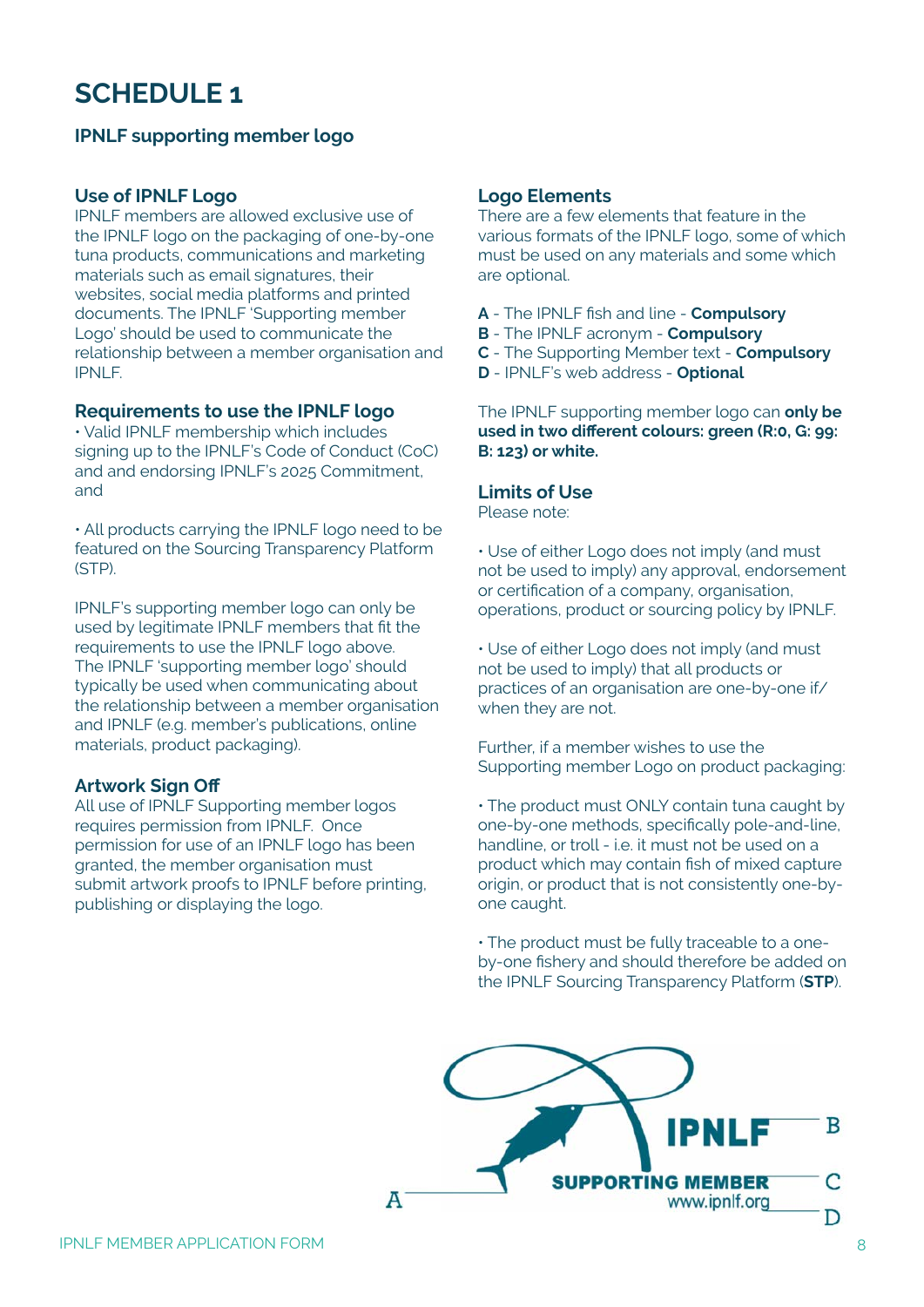# SCHEDULE 1

### IPNLF supporting member logo

### Use of IPNLF Logo

IPNLF members are allowed exclusive use of the IPNLF logo on the packaging of one-by-one tuna products, communications and marketing materials such as email signatures, their websites, social media platforms and printed documents. The IPNLF 'Supporting member Logo' should be used to communicate the relationship between a member organisation and IPNLF.

### Requirements to use the IPNLF logo

• Valid IPNLF membership which includes signing up to the IPNLF's Code of Conduct (CoC) and and endorsing IPNLF's 2025 Commitment, and

• All products carrying the IPNLF logo need to be featured on the Sourcing Transparency Platform (STP).

IPNLF's supporting member logo can only be used by legitimate IPNLF members that fit the requirements to use the IPNLF logo above. The IPNLF 'supporting member logo' should typically be used when communicating about the relationship between a member organisation and IPNLF (e.g. member's publications, online materials, product packaging).

### Artwork Sign Off

All use of IPNLF Supporting member logos requires permission from IPNLF. Once permission for use of an IPNLF logo has been granted, the member organisation must submit artwork proofs to IPNLF before printing, publishing or displaying the logo.

### Logo Elements

There are a few elements that feature in the various formats of the IPNLF logo, some of which must be used on any materials and some which are optional.

**A** - The IPNLF fish and line - **Compulsory**
**B** - The IPNLF acronym - **Compulsory**
**C** - The Supporting Member text - **Compulsory**
**D** - IPNLF's web address - **Optional**

The IPNLF supporting member logo can **only be used in two different colours: green (R:0, G: 99: B: 123) or white.**

### Limits of Use

Please note:

• Use of either Logo does not imply (and must not be used to imply) any approval, endorsement or certification of a company, organisation, operations, product or sourcing policy by IPNLF.

• Use of either Logo does not imply (and must not be used to imply) that all products or practices of an organisation are one-by-one if/ when they are not.

Further, if a member wishes to use the Supporting member Logo on product packaging:

• The product must ONLY contain tuna caught by one-by-one methods, specifically pole-and-line, handline, or troll - i.e. it must not be used on a product which may contain fish of mixed capture origin, or product that is not consistently one-by-one caught.

• The product must be fully traceable to a one-by-one fishery and should therefore be added on the IPNLF Sourcing Transparency Platform (**STP**).

A — IPNLF — B
SUPPORTING MEMBER — C
www.ipnlf.org — D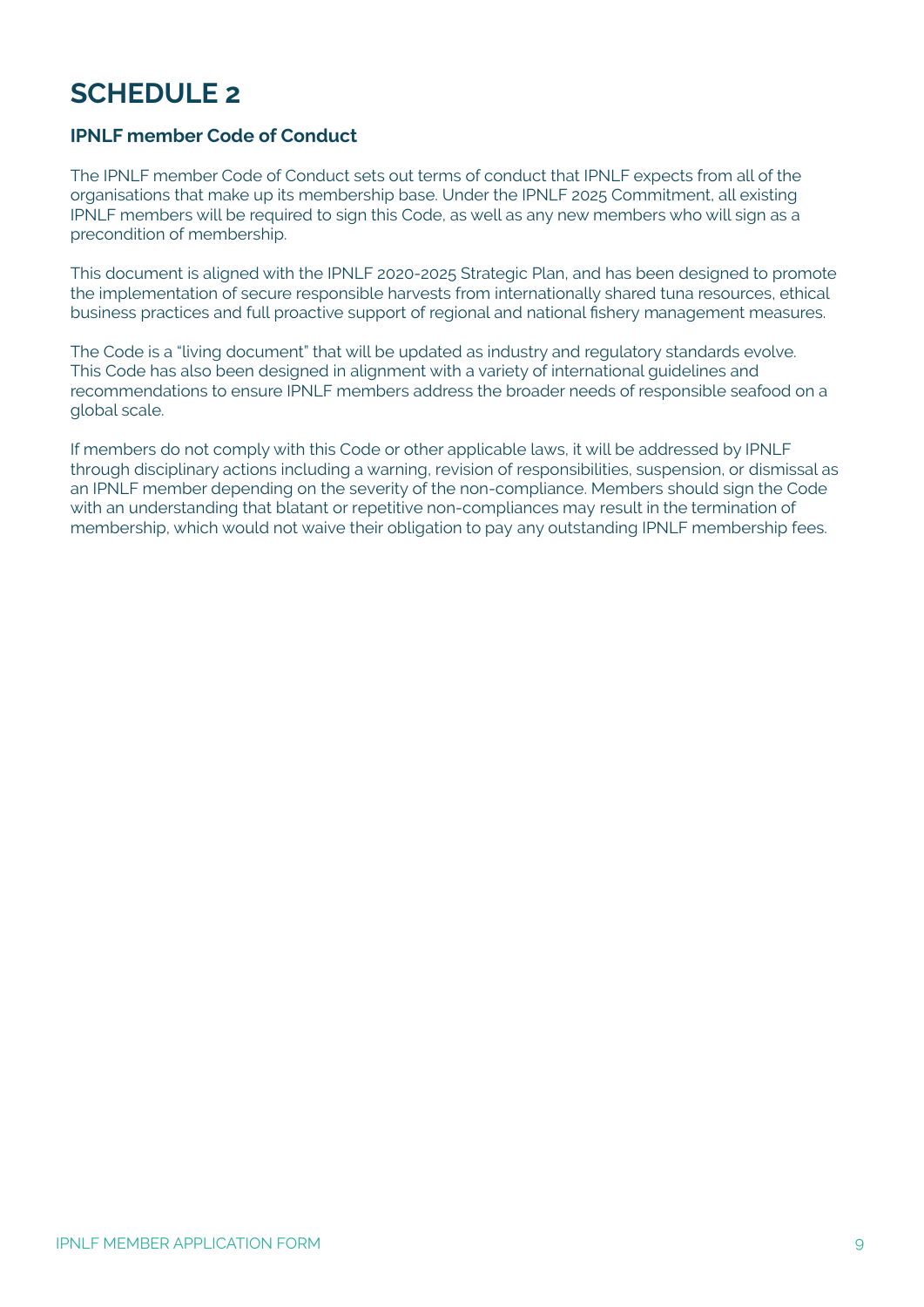# SCHEDULE 2

### IPNLF member Code of Conduct

The IPNLF member Code of Conduct sets out terms of conduct that IPNLF expects from all of the organisations that make up its membership base. Under the IPNLF 2025 Commitment, all existing IPNLF members will be required to sign this Code, as well as any new members who will sign as a precondition of membership.

This document is aligned with the IPNLF 2020-2025 Strategic Plan, and has been designed to promote the implementation of secure responsible harvests from internationally shared tuna resources, ethical business practices and full proactive support of regional and national fishery management measures.

The Code is a "living document" that will be updated as industry and regulatory standards evolve. This Code has also been designed in alignment with a variety of international guidelines and recommendations to ensure IPNLF members address the broader needs of responsible seafood on a global scale.

If members do not comply with this Code or other applicable laws, it will be addressed by IPNLF through disciplinary actions including a warning, revision of responsibilities, suspension, or dismissal as an IPNLF member depending on the severity of the non-compliance. Members should sign the Code with an understanding that blatant or repetitive non-compliances may result in the termination of membership, which would not waive their obligation to pay any outstanding IPNLF membership fees.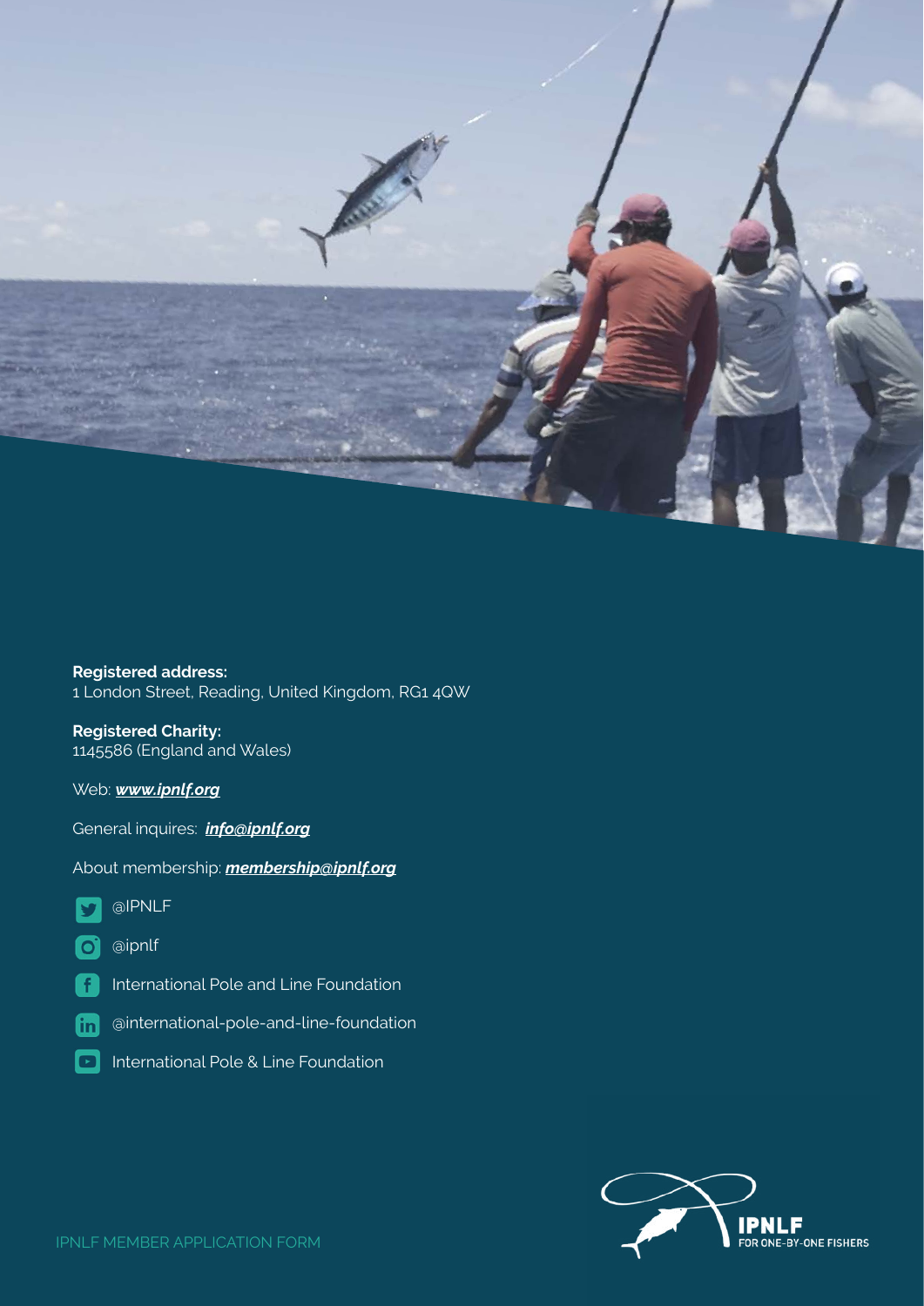**Registered address:**
1 London Street, Reading, United Kingdom, RG1 4QW

**Registered Charity:**
1145586 (England and Wales)

Web: ***www.ipnlf.org***

General inquires: ***info@ipnlf.org***

About membership: ***membership@ipnlf.org***

@IPNLF

@ipnlf

International Pole and Line Foundation

@international-pole-and-line-foundation

International Pole & Line Foundation

IPNLF MEMBER APPLICATION FORM

IPNLF FOR ONE-BY-ONE FISHERS